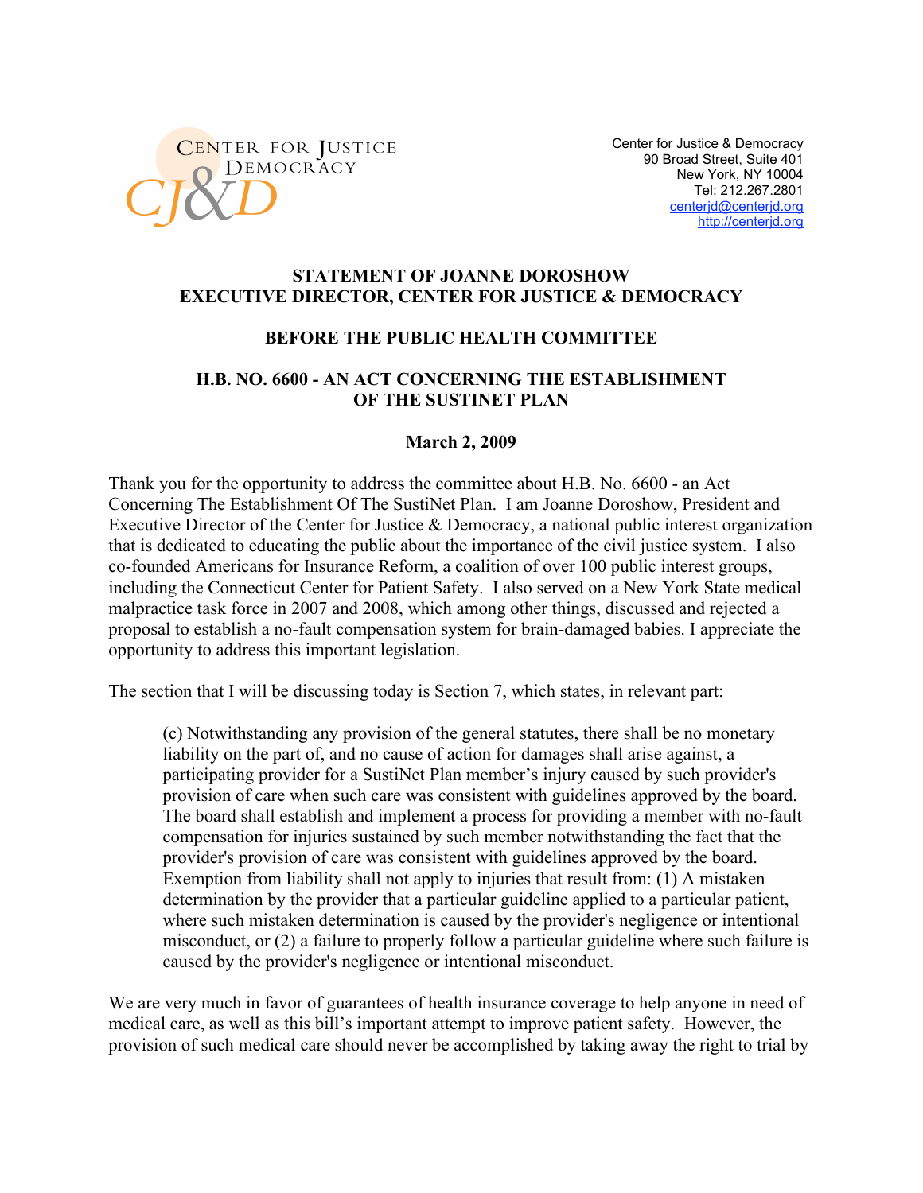CENTER FOR JUSTICE & DEMOCRACY

CJ&D

Center for Justice & Democracy
90 Broad Street, Suite 401
New York, NY 10004
Tel: 212.267.2801
centerjd@centerjd.org
http://centerjd.org

**STATEMENT OF JOANNE DOROSHOW**
**EXECUTIVE DIRECTOR, CENTER FOR JUSTICE & DEMOCRACY**

**BEFORE THE PUBLIC HEALTH COMMITTEE**

**H.B. NO. 6600 - AN ACT CONCERNING THE ESTABLISHMENT OF THE SUSTINET PLAN**

**March 2, 2009**

Thank you for the opportunity to address the committee about H.B. No. 6600 - an Act Concerning The Establishment Of The SustiNet Plan. I am Joanne Doroshow, President and Executive Director of the Center for Justice & Democracy, a national public interest organization that is dedicated to educating the public about the importance of the civil justice system. I also co-founded Americans for Insurance Reform, a coalition of over 100 public interest groups, including the Connecticut Center for Patient Safety. I also served on a New York State medical malpractice task force in 2007 and 2008, which among other things, discussed and rejected a proposal to establish a no-fault compensation system for brain-damaged babies. I appreciate the opportunity to address this important legislation.

The section that I will be discussing today is Section 7, which states, in relevant part:

> (c) Notwithstanding any provision of the general statutes, there shall be no monetary liability on the part of, and no cause of action for damages shall arise against, a participating provider for a SustiNet Plan member's injury caused by such provider's provision of care when such care was consistent with guidelines approved by the board. The board shall establish and implement a process for providing a member with no-fault compensation for injuries sustained by such member notwithstanding the fact that the provider's provision of care was consistent with guidelines approved by the board. Exemption from liability shall not apply to injuries that result from: (1) A mistaken determination by the provider that a particular guideline applied to a particular patient, where such mistaken determination is caused by the provider's negligence or intentional misconduct, or (2) a failure to properly follow a particular guideline where such failure is caused by the provider's negligence or intentional misconduct.

We are very much in favor of guarantees of health insurance coverage to help anyone in need of medical care, as well as this bill's important attempt to improve patient safety. However, the provision of such medical care should never be accomplished by taking away the right to trial by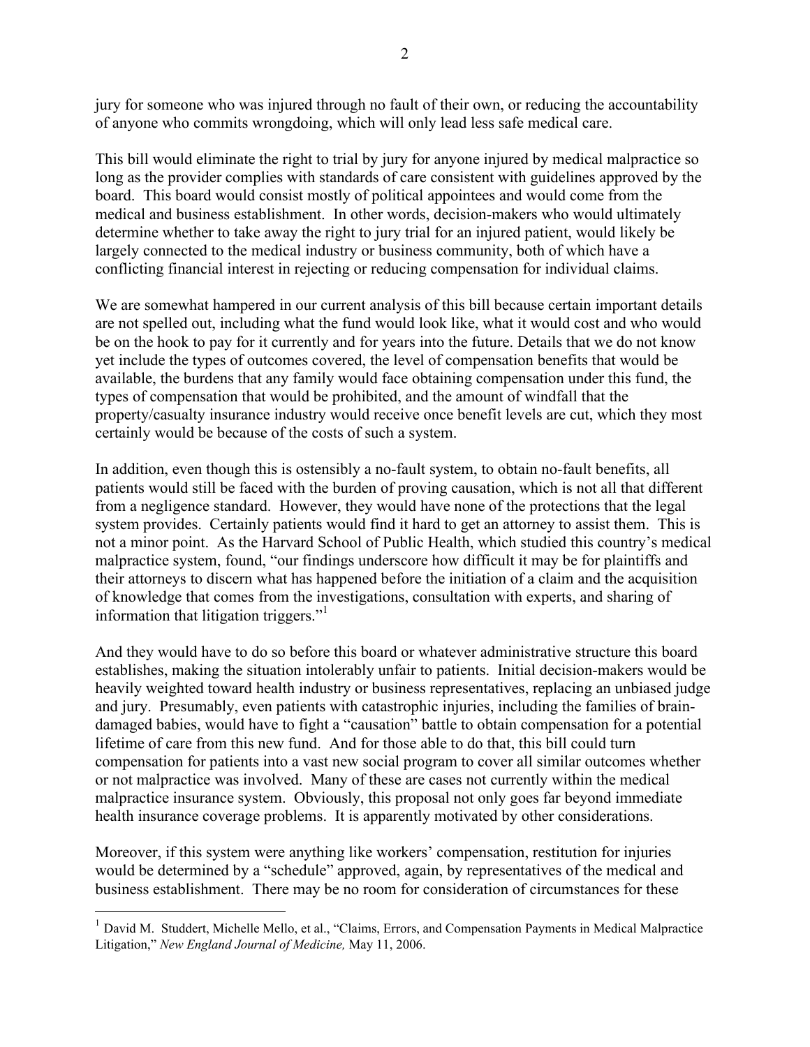jury for someone who was injured through no fault of their own, or reducing the accountability of anyone who commits wrongdoing, which will only lead less safe medical care.

This bill would eliminate the right to trial by jury for anyone injured by medical malpractice so long as the provider complies with standards of care consistent with guidelines approved by the board. This board would consist mostly of political appointees and would come from the medical and business establishment. In other words, decision-makers who would ultimately determine whether to take away the right to jury trial for an injured patient, would likely be largely connected to the medical industry or business community, both of which have a conflicting financial interest in rejecting or reducing compensation for individual claims.

We are somewhat hampered in our current analysis of this bill because certain important details are not spelled out, including what the fund would look like, what it would cost and who would be on the hook to pay for it currently and for years into the future. Details that we do not know yet include the types of outcomes covered, the level of compensation benefits that would be available, the burdens that any family would face obtaining compensation under this fund, the types of compensation that would be prohibited, and the amount of windfall that the property/casualty insurance industry would receive once benefit levels are cut, which they most certainly would be because of the costs of such a system.

In addition, even though this is ostensibly a no-fault system, to obtain no-fault benefits, all patients would still be faced with the burden of proving causation, which is not all that different from a negligence standard. However, they would have none of the protections that the legal system provides. Certainly patients would find it hard to get an attorney to assist them. This is not a minor point. As the Harvard School of Public Health, which studied this country's medical malpractice system, found, "our findings underscore how difficult it may be for plaintiffs and their attorneys to discern what has happened before the initiation of a claim and the acquisition of knowledge that comes from the investigations, consultation with experts, and sharing of information that litigation triggers."[1]

And they would have to do so before this board or whatever administrative structure this board establishes, making the situation intolerably unfair to patients. Initial decision-makers would be heavily weighted toward health industry or business representatives, replacing an unbiased judge and jury. Presumably, even patients with catastrophic injuries, including the families of brain-damaged babies, would have to fight a "causation" battle to obtain compensation for a potential lifetime of care from this new fund. And for those able to do that, this bill could turn compensation for patients into a vast new social program to cover all similar outcomes whether or not malpractice was involved. Many of these are cases not currently within the medical malpractice insurance system. Obviously, this proposal not only goes far beyond immediate health insurance coverage problems. It is apparently motivated by other considerations.

Moreover, if this system were anything like workers' compensation, restitution for injuries would be determined by a "schedule" approved, again, by representatives of the medical and business establishment. There may be no room for consideration of circumstances for these

---

[1] David M. Studdert, Michelle Mello, et al., "Claims, Errors, and Compensation Payments in Medical Malpractice Litigation," *New England Journal of Medicine,* May 11, 2006.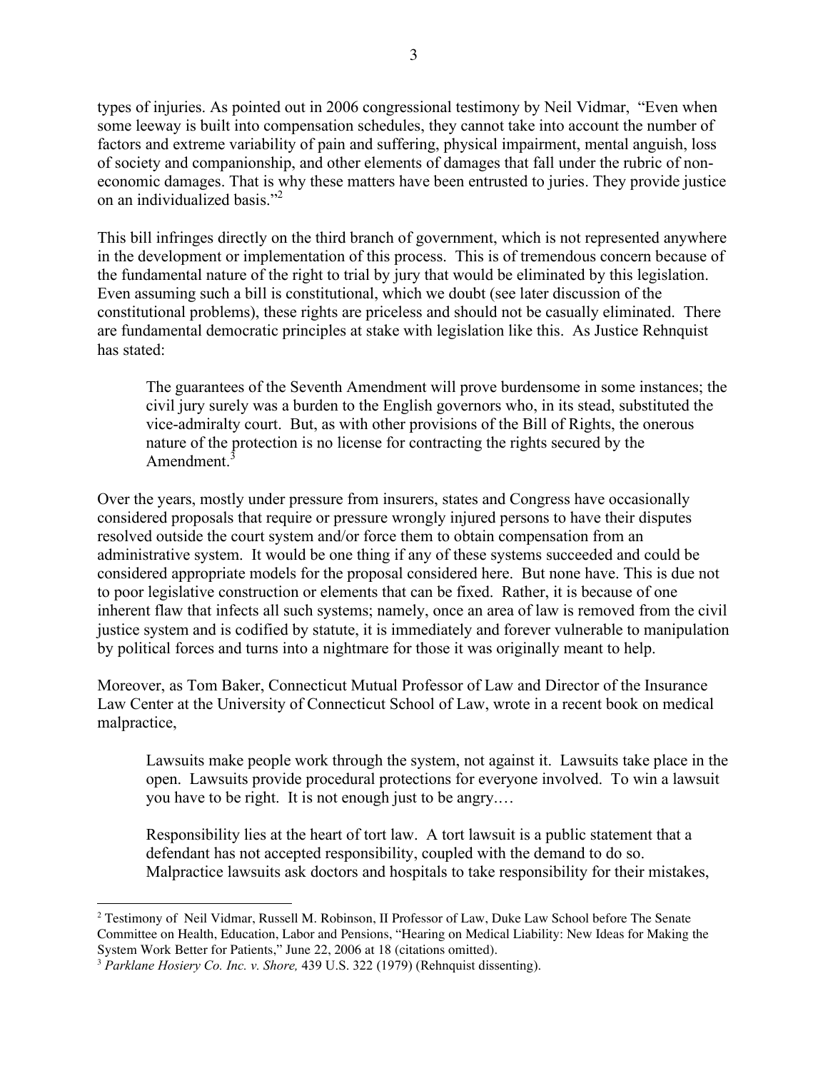types of injuries. As pointed out in 2006 congressional testimony by Neil Vidmar, "Even when some leeway is built into compensation schedules, they cannot take into account the number of factors and extreme variability of pain and suffering, physical impairment, mental anguish, loss of society and companionship, and other elements of damages that fall under the rubric of non-economic damages. That is why these matters have been entrusted to juries. They provide justice on an individualized basis."[2]

This bill infringes directly on the third branch of government, which is not represented anywhere in the development or implementation of this process. This is of tremendous concern because of the fundamental nature of the right to trial by jury that would be eliminated by this legislation. Even assuming such a bill is constitutional, which we doubt (see later discussion of the constitutional problems), these rights are priceless and should not be casually eliminated. There are fundamental democratic principles at stake with legislation like this. As Justice Rehnquist has stated:

> The guarantees of the Seventh Amendment will prove burdensome in some instances; the civil jury surely was a burden to the English governors who, in its stead, substituted the vice-admiralty court. But, as with other provisions of the Bill of Rights, the onerous nature of the protection is no license for contracting the rights secured by the Amendment.[3]

Over the years, mostly under pressure from insurers, states and Congress have occasionally considered proposals that require or pressure wrongly injured persons to have their disputes resolved outside the court system and/or force them to obtain compensation from an administrative system. It would be one thing if any of these systems succeeded and could be considered appropriate models for the proposal considered here. But none have. This is due not to poor legislative construction or elements that can be fixed. Rather, it is because of one inherent flaw that infects all such systems; namely, once an area of law is removed from the civil justice system and is codified by statute, it is immediately and forever vulnerable to manipulation by political forces and turns into a nightmare for those it was originally meant to help.

Moreover, as Tom Baker, Connecticut Mutual Professor of Law and Director of the Insurance Law Center at the University of Connecticut School of Law, wrote in a recent book on medical malpractice,

> Lawsuits make people work through the system, not against it. Lawsuits take place in the open. Lawsuits provide procedural protections for everyone involved. To win a lawsuit you have to be right. It is not enough just to be angry.…
>
> Responsibility lies at the heart of tort law. A tort lawsuit is a public statement that a defendant has not accepted responsibility, coupled with the demand to do so. Malpractice lawsuits ask doctors and hospitals to take responsibility for their mistakes,

---

[2] Testimony of Neil Vidmar, Russell M. Robinson, II Professor of Law, Duke Law School before The Senate Committee on Health, Education, Labor and Pensions, "Hearing on Medical Liability: New Ideas for Making the System Work Better for Patients," June 22, 2006 at 18 (citations omitted).

[3] *Parklane Hosiery Co. Inc. v. Shore,* 439 U.S. 322 (1979) (Rehnquist dissenting).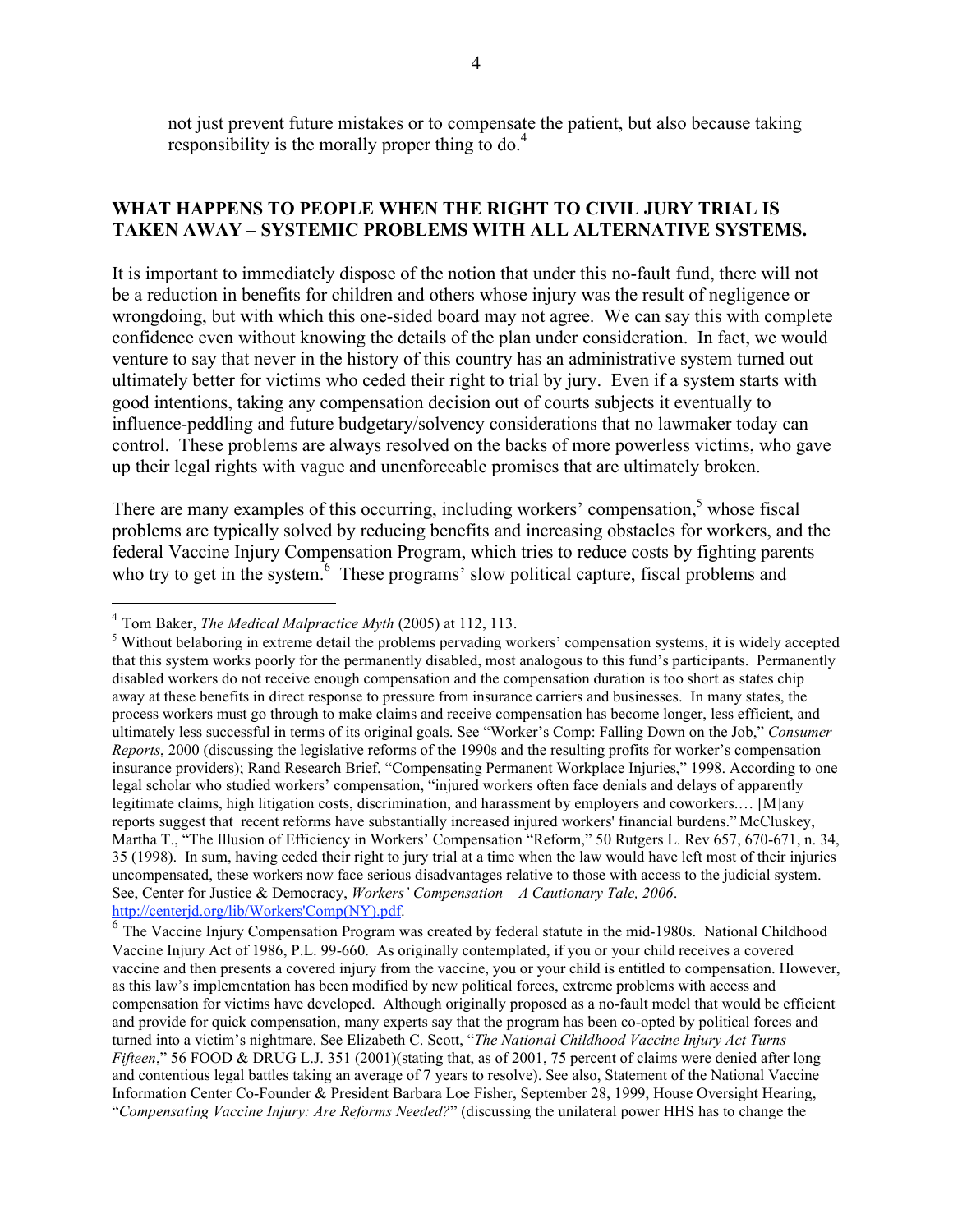not just prevent future mistakes or to compensate the patient, but also because taking responsibility is the morally proper thing to do.[4]

## WHAT HAPPENS TO PEOPLE WHEN THE RIGHT TO CIVIL JURY TRIAL IS TAKEN AWAY – SYSTEMIC PROBLEMS WITH ALL ALTERNATIVE SYSTEMS.

It is important to immediately dispose of the notion that under this no-fault fund, there will not be a reduction in benefits for children and others whose injury was the result of negligence or wrongdoing, but with which this one-sided board may not agree. We can say this with complete confidence even without knowing the details of the plan under consideration. In fact, we would venture to say that never in the history of this country has an administrative system turned out ultimately better for victims who ceded their right to trial by jury. Even if a system starts with good intentions, taking any compensation decision out of courts subjects it eventually to influence-peddling and future budgetary/solvency considerations that no lawmaker today can control. These problems are always resolved on the backs of more powerless victims, who gave up their legal rights with vague and unenforceable promises that are ultimately broken.

There are many examples of this occurring, including workers' compensation,[5] whose fiscal problems are typically solved by reducing benefits and increasing obstacles for workers, and the federal Vaccine Injury Compensation Program, which tries to reduce costs by fighting parents who try to get in the system.[6] These programs' slow political capture, fiscal problems and

---

[4] Tom Baker, *The Medical Malpractice Myth* (2005) at 112, 113.

[5] Without belaboring in extreme detail the problems pervading workers' compensation systems, it is widely accepted that this system works poorly for the permanently disabled, most analogous to this fund's participants. Permanently disabled workers do not receive enough compensation and the compensation duration is too short as states chip away at these benefits in direct response to pressure from insurance carriers and businesses. In many states, the process workers must go through to make claims and receive compensation has become longer, less efficient, and ultimately less successful in terms of its original goals. See "Worker's Comp: Falling Down on the Job," *Consumer Reports*, 2000 (discussing the legislative reforms of the 1990s and the resulting profits for worker's compensation insurance providers); Rand Research Brief, "Compensating Permanent Workplace Injuries," 1998. According to one legal scholar who studied workers' compensation, "injured workers often face denials and delays of apparently legitimate claims, high litigation costs, discrimination, and harassment by employers and coworkers.… [M]any reports suggest that recent reforms have substantially increased injured workers' financial burdens." McCluskey, Martha T., "The Illusion of Efficiency in Workers' Compensation "Reform," 50 Rutgers L. Rev 657, 670-671, n. 34, 35 (1998). In sum, having ceded their right to jury trial at a time when the law would have left most of their injuries uncompensated, these workers now face serious disadvantages relative to those with access to the judicial system. See, Center for Justice & Democracy, *Workers' Compensation – A Cautionary Tale, 2006*. http://centerjd.org/lib/Workers'Comp(NY).pdf.

[6] The Vaccine Injury Compensation Program was created by federal statute in the mid-1980s. National Childhood Vaccine Injury Act of 1986, P.L. 99-660. As originally contemplated, if you or your child receives a covered vaccine and then presents a covered injury from the vaccine, you or your child is entitled to compensation. However, as this law's implementation has been modified by new political forces, extreme problems with access and compensation for victims have developed. Although originally proposed as a no-fault model that would be efficient and provide for quick compensation, many experts say that the program has been co-opted by political forces and turned into a victim's nightmare. See Elizabeth C. Scott, "*The National Childhood Vaccine Injury Act Turns Fifteen*," 56 FOOD & DRUG L.J. 351 (2001)(stating that, as of 2001, 75 percent of claims were denied after long and contentious legal battles taking an average of 7 years to resolve). See also, Statement of the National Vaccine Information Center Co-Founder & President Barbara Loe Fisher, September 28, 1999, House Oversight Hearing, "*Compensating Vaccine Injury: Are Reforms Needed?*" (discussing the unilateral power HHS has to change the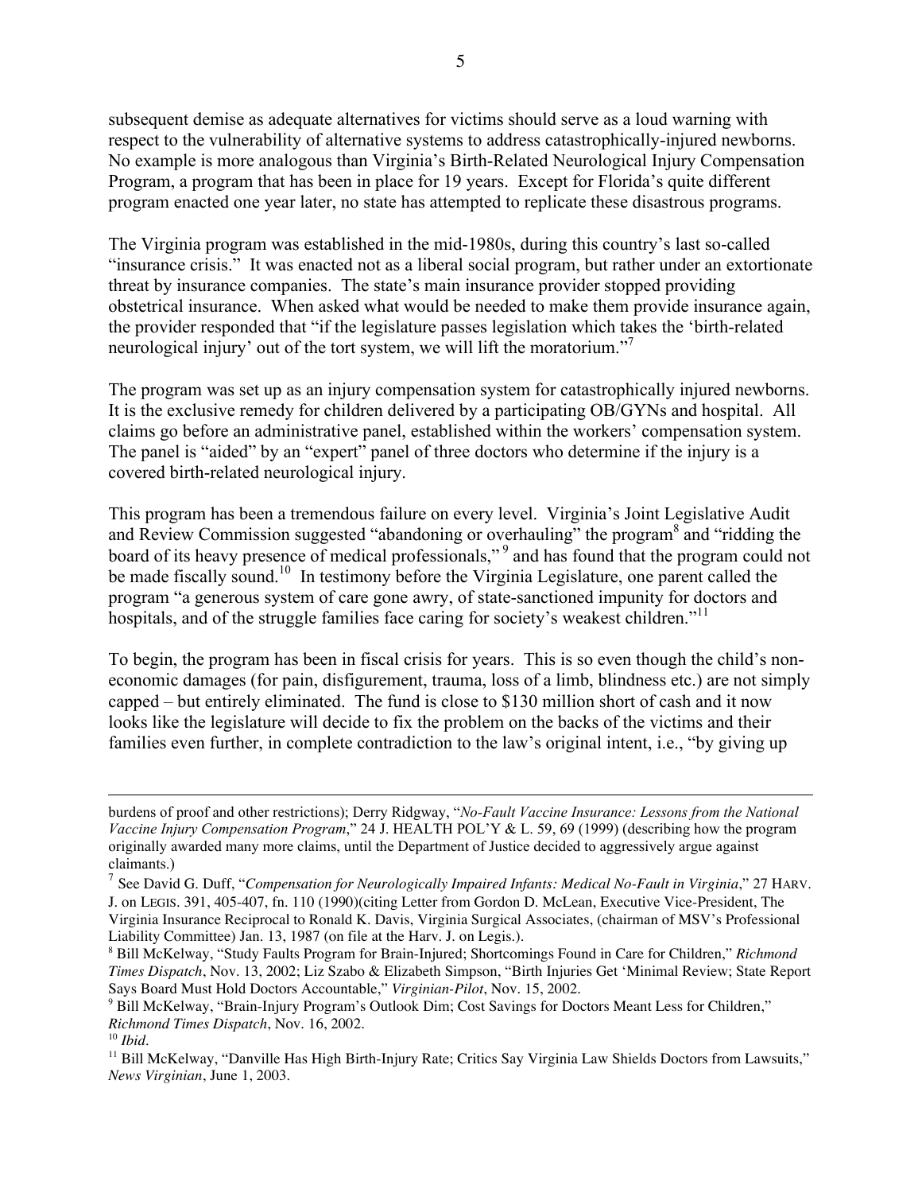subsequent demise as adequate alternatives for victims should serve as a loud warning with respect to the vulnerability of alternative systems to address catastrophically-injured newborns. No example is more analogous than Virginia's Birth-Related Neurological Injury Compensation Program, a program that has been in place for 19 years. Except for Florida's quite different program enacted one year later, no state has attempted to replicate these disastrous programs.

The Virginia program was established in the mid-1980s, during this country's last so-called "insurance crisis." It was enacted not as a liberal social program, but rather under an extortionate threat by insurance companies. The state's main insurance provider stopped providing obstetrical insurance. When asked what would be needed to make them provide insurance again, the provider responded that "if the legislature passes legislation which takes the 'birth-related neurological injury' out of the tort system, we will lift the moratorium."[7]

The program was set up as an injury compensation system for catastrophically injured newborns. It is the exclusive remedy for children delivered by a participating OB/GYNs and hospital. All claims go before an administrative panel, established within the workers' compensation system. The panel is "aided" by an "expert" panel of three doctors who determine if the injury is a covered birth-related neurological injury.

This program has been a tremendous failure on every level. Virginia's Joint Legislative Audit and Review Commission suggested "abandoning or overhauling" the program[8] and "ridding the board of its heavy presence of medical professionals,"[9] and has found that the program could not be made fiscally sound.[10] In testimony before the Virginia Legislature, one parent called the program "a generous system of care gone awry, of state-sanctioned impunity for doctors and hospitals, and of the struggle families face caring for society's weakest children."[11]

To begin, the program has been in fiscal crisis for years. This is so even though the child's non-economic damages (for pain, disfigurement, trauma, loss of a limb, blindness etc.) are not simply capped – but entirely eliminated. The fund is close to $130 million short of cash and it now looks like the legislature will decide to fix the problem on the backs of the victims and their families even further, in complete contradiction to the law's original intent, i.e., "by giving up

---

burdens of proof and other restrictions); Derry Ridgway, "*No-Fault Vaccine Insurance: Lessons from the National Vaccine Injury Compensation Program*," 24 J. HEALTH POL'Y & L. 59, 69 (1999) (describing how the program originally awarded many more claims, until the Department of Justice decided to aggressively argue against claimants.)

[7] See David G. Duff, "*Compensation for Neurologically Impaired Infants: Medical No-Fault in Virginia*," 27 HARV. J. on LEGIS. 391, 405-407, fn. 110 (1990)(citing Letter from Gordon D. McLean, Executive Vice-President, The Virginia Insurance Reciprocal to Ronald K. Davis, Virginia Surgical Associates, (chairman of MSV's Professional Liability Committee) Jan. 13, 1987 (on file at the Harv. J. on Legis.).

[8] Bill McKelway, "Study Faults Program for Brain-Injured; Shortcomings Found in Care for Children," *Richmond Times Dispatch*, Nov. 13, 2002; Liz Szabo & Elizabeth Simpson, "Birth Injuries Get 'Minimal Review; State Report Says Board Must Hold Doctors Accountable," *Virginian-Pilot*, Nov. 15, 2002.

[9] Bill McKelway, "Brain-Injury Program's Outlook Dim; Cost Savings for Doctors Meant Less for Children," *Richmond Times Dispatch*, Nov. 16, 2002.

[10] *Ibid*.

[11] Bill McKelway, "Danville Has High Birth-Injury Rate; Critics Say Virginia Law Shields Doctors from Lawsuits," *News Virginian*, June 1, 2003.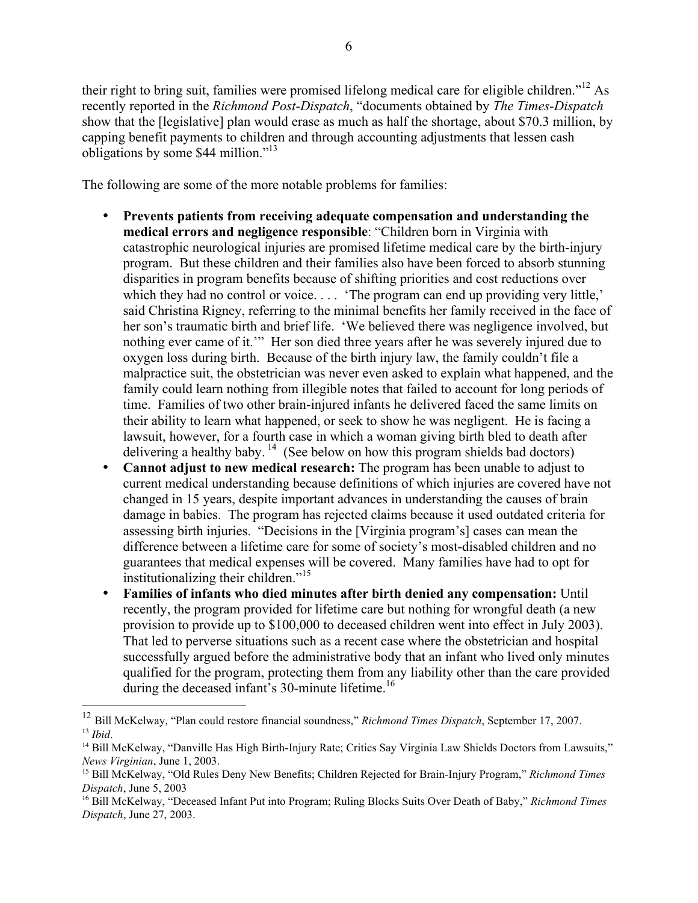their right to bring suit, families were promised lifelong medical care for eligible children."[12] As recently reported in the *Richmond Post-Dispatch*, "documents obtained by *The Times-Dispatch* show that the [legislative] plan would erase as much as half the shortage, about $70.3 million, by capping benefit payments to children and through accounting adjustments that lessen cash obligations by some $44 million."[13]

The following are some of the more notable problems for families:

- **Prevents patients from receiving adequate compensation and understanding the medical errors and negligence responsible**: "Children born in Virginia with catastrophic neurological injuries are promised lifetime medical care by the birth-injury program. But these children and their families also have been forced to absorb stunning disparities in program benefits because of shifting priorities and cost reductions over which they had no control or voice. . . . 'The program can end up providing very little,' said Christina Rigney, referring to the minimal benefits her family received in the face of her son's traumatic birth and brief life. 'We believed there was negligence involved, but nothing ever came of it.'" Her son died three years after he was severely injured due to oxygen loss during birth. Because of the birth injury law, the family couldn't file a malpractice suit, the obstetrician was never even asked to explain what happened, and the family could learn nothing from illegible notes that failed to account for long periods of time. Families of two other brain-injured infants he delivered faced the same limits on their ability to learn what happened, or seek to show he was negligent. He is facing a lawsuit, however, for a fourth case in which a woman giving birth bled to death after delivering a healthy baby.[14] (See below on how this program shields bad doctors)
- **Cannot adjust to new medical research:** The program has been unable to adjust to current medical understanding because definitions of which injuries are covered have not changed in 15 years, despite important advances in understanding the causes of brain damage in babies. The program has rejected claims because it used outdated criteria for assessing birth injuries. "Decisions in the [Virginia program's] cases can mean the difference between a lifetime care for some of society's most-disabled children and no guarantees that medical expenses will be covered. Many families have had to opt for institutionalizing their children."[15]
- **Families of infants who died minutes after birth denied any compensation:** Until recently, the program provided for lifetime care but nothing for wrongful death (a new provision to provide up to $100,000 to deceased children went into effect in July 2003). That led to perverse situations such as a recent case where the obstetrician and hospital successfully argued before the administrative body that an infant who lived only minutes qualified for the program, protecting them from any liability other than the care provided during the deceased infant's 30-minute lifetime.[16]

---

[12] Bill McKelway, "Plan could restore financial soundness," *Richmond Times Dispatch*, September 17, 2007.

[13] *Ibid*.

[14] Bill McKelway, "Danville Has High Birth-Injury Rate; Critics Say Virginia Law Shields Doctors from Lawsuits," *News Virginian*, June 1, 2003.

[15] Bill McKelway, "Old Rules Deny New Benefits; Children Rejected for Brain-Injury Program," *Richmond Times Dispatch*, June 5, 2003

[16] Bill McKelway, "Deceased Infant Put into Program; Ruling Blocks Suits Over Death of Baby," *Richmond Times Dispatch*, June 27, 2003.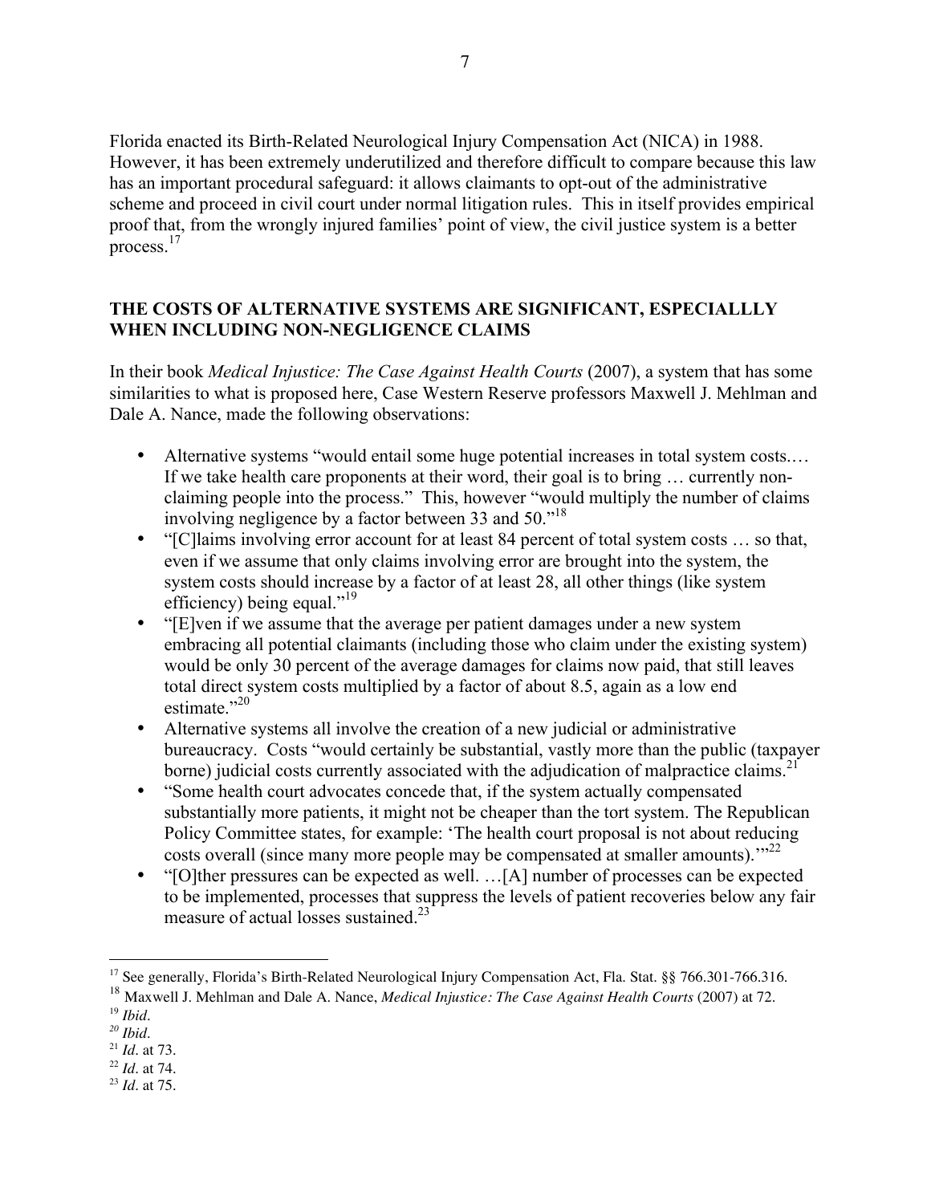Florida enacted its Birth-Related Neurological Injury Compensation Act (NICA) in 1988. However, it has been extremely underutilized and therefore difficult to compare because this law has an important procedural safeguard: it allows claimants to opt-out of the administrative scheme and proceed in civil court under normal litigation rules. This in itself provides empirical proof that, from the wrongly injured families' point of view, the civil justice system is a better process.[17]

## THE COSTS OF ALTERNATIVE SYSTEMS ARE SIGNIFICANT, ESPECIALLLY WHEN INCLUDING NON-NEGLIGENCE CLAIMS

In their book *Medical Injustice: The Case Against Health Courts* (2007), a system that has some similarities to what is proposed here, Case Western Reserve professors Maxwell J. Mehlman and Dale A. Nance, made the following observations:

- Alternative systems "would entail some huge potential increases in total system costs.… If we take health care proponents at their word, their goal is to bring … currently non-claiming people into the process." This, however "would multiply the number of claims involving negligence by a factor between 33 and 50."[18]
- "[C]laims involving error account for at least 84 percent of total system costs … so that, even if we assume that only claims involving error are brought into the system, the system costs should increase by a factor of at least 28, all other things (like system efficiency) being equal."[19]
- "[E]ven if we assume that the average per patient damages under a new system embracing all potential claimants (including those who claim under the existing system) would be only 30 percent of the average damages for claims now paid, that still leaves total direct system costs multiplied by a factor of about 8.5, again as a low end estimate."[20]
- Alternative systems all involve the creation of a new judicial or administrative bureaucracy. Costs "would certainly be substantial, vastly more than the public (taxpayer borne) judicial costs currently associated with the adjudication of malpractice claims.[21]
- "Some health court advocates concede that, if the system actually compensated substantially more patients, it might not be cheaper than the tort system. The Republican Policy Committee states, for example: 'The health court proposal is not about reducing costs overall (since many more people may be compensated at smaller amounts).'"[22]
- "[O]ther pressures can be expected as well. …[A] number of processes can be expected to be implemented, processes that suppress the levels of patient recoveries below any fair measure of actual losses sustained.[23]

---

[17] See generally, Florida's Birth-Related Neurological Injury Compensation Act, Fla. Stat. §§ 766.301-766.316.

[18] Maxwell J. Mehlman and Dale A. Nance, *Medical Injustice: The Case Against Health Courts* (2007) at 72.

[19] *Ibid*.

[20] *Ibid*.

[21] *Id*. at 73.

[22] *Id*. at 74.

[23] *Id*. at 75.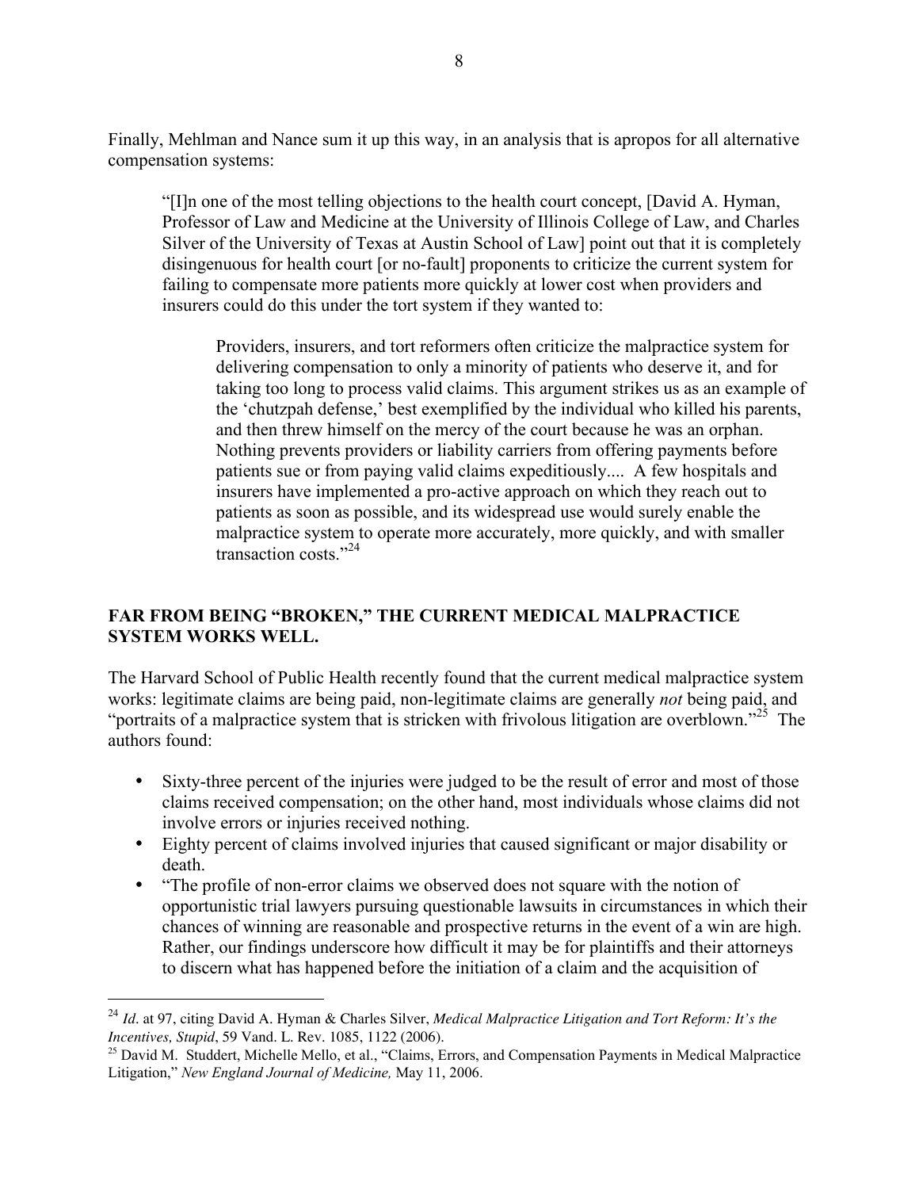Finally, Mehlman and Nance sum it up this way, in an analysis that is apropos for all alternative compensation systems:

> "[I]n one of the most telling objections to the health court concept, [David A. Hyman, Professor of Law and Medicine at the University of Illinois College of Law, and Charles Silver of the University of Texas at Austin School of Law] point out that it is completely disingenuous for health court [or no-fault] proponents to criticize the current system for failing to compensate more patients more quickly at lower cost when providers and insurers could do this under the tort system if they wanted to:
>
> > Providers, insurers, and tort reformers often criticize the malpractice system for delivering compensation to only a minority of patients who deserve it, and for taking too long to process valid claims. This argument strikes us as an example of the 'chutzpah defense,' best exemplified by the individual who killed his parents, and then threw himself on the mercy of the court because he was an orphan. Nothing prevents providers or liability carriers from offering payments before patients sue or from paying valid claims expeditiously.... A few hospitals and insurers have implemented a pro-active approach on which they reach out to patients as soon as possible, and its widespread use would surely enable the malpractice system to operate more accurately, more quickly, and with smaller transaction costs."[24]

## FAR FROM BEING "BROKEN," THE CURRENT MEDICAL MALPRACTICE SYSTEM WORKS WELL.

The Harvard School of Public Health recently found that the current medical malpractice system works: legitimate claims are being paid, non-legitimate claims are generally *not* being paid, and "portraits of a malpractice system that is stricken with frivolous litigation are overblown."[25] The authors found:

- Sixty-three percent of the injuries were judged to be the result of error and most of those claims received compensation; on the other hand, most individuals whose claims did not involve errors or injuries received nothing.
- Eighty percent of claims involved injuries that caused significant or major disability or death.
- "The profile of non-error claims we observed does not square with the notion of opportunistic trial lawyers pursuing questionable lawsuits in circumstances in which their chances of winning are reasonable and prospective returns in the event of a win are high. Rather, our findings underscore how difficult it may be for plaintiffs and their attorneys to discern what has happened before the initiation of a claim and the acquisition of

---

[24] *Id*. at 97, citing David A. Hyman & Charles Silver, *Medical Malpractice Litigation and Tort Reform: It's the Incentives, Stupid*, 59 Vand. L. Rev. 1085, 1122 (2006).

[25] David M. Studdert, Michelle Mello, et al., "Claims, Errors, and Compensation Payments in Medical Malpractice Litigation," *New England Journal of Medicine,* May 11, 2006.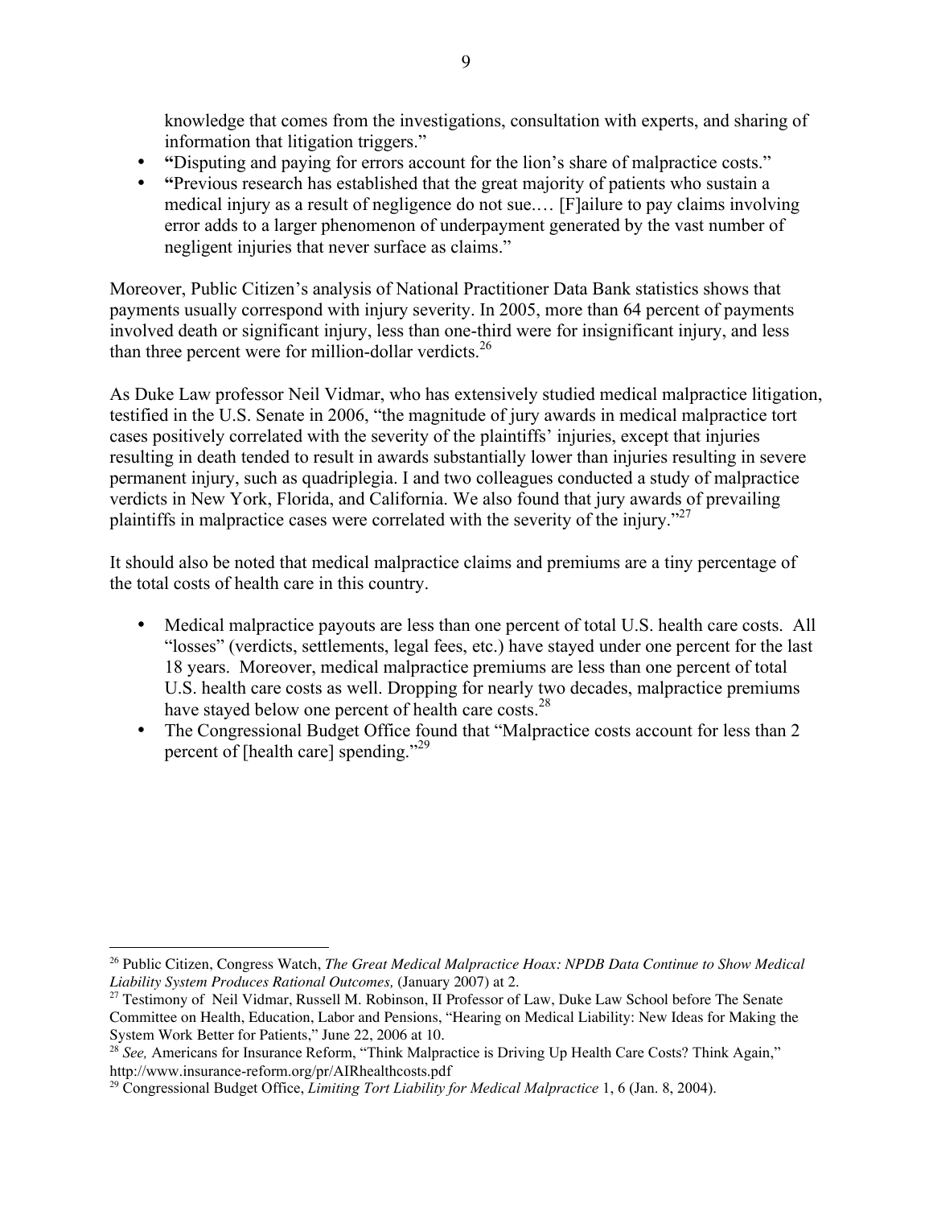knowledge that comes from the investigations, consultation with experts, and sharing of information that litigation triggers."

- **"**Disputing and paying for errors account for the lion's share of malpractice costs."
- **"**Previous research has established that the great majority of patients who sustain a medical injury as a result of negligence do not sue.… [F]ailure to pay claims involving error adds to a larger phenomenon of underpayment generated by the vast number of negligent injuries that never surface as claims."

Moreover, Public Citizen's analysis of National Practitioner Data Bank statistics shows that payments usually correspond with injury severity. In 2005, more than 64 percent of payments involved death or significant injury, less than one-third were for insignificant injury, and less than three percent were for million-dollar verdicts.[26]

As Duke Law professor Neil Vidmar, who has extensively studied medical malpractice litigation, testified in the U.S. Senate in 2006, "the magnitude of jury awards in medical malpractice tort cases positively correlated with the severity of the plaintiffs' injuries, except that injuries resulting in death tended to result in awards substantially lower than injuries resulting in severe permanent injury, such as quadriplegia. I and two colleagues conducted a study of malpractice verdicts in New York, Florida, and California. We also found that jury awards of prevailing plaintiffs in malpractice cases were correlated with the severity of the injury."[27]

It should also be noted that medical malpractice claims and premiums are a tiny percentage of the total costs of health care in this country.

- Medical malpractice payouts are less than one percent of total U.S. health care costs. All "losses" (verdicts, settlements, legal fees, etc.) have stayed under one percent for the last 18 years. Moreover, medical malpractice premiums are less than one percent of total U.S. health care costs as well. Dropping for nearly two decades, malpractice premiums have stayed below one percent of health care costs.[28]
- The Congressional Budget Office found that "Malpractice costs account for less than 2 percent of [health care] spending."[29]

---

[26] Public Citizen, Congress Watch, *The Great Medical Malpractice Hoax: NPDB Data Continue to Show Medical Liability System Produces Rational Outcomes,* (January 2007) at 2.

[27] Testimony of Neil Vidmar, Russell M. Robinson, II Professor of Law, Duke Law School before The Senate Committee on Health, Education, Labor and Pensions, "Hearing on Medical Liability: New Ideas for Making the System Work Better for Patients," June 22, 2006 at 10.

[28] *See,* Americans for Insurance Reform, "Think Malpractice is Driving Up Health Care Costs? Think Again," http://www.insurance-reform.org/pr/AIRhealthcosts.pdf

[29] Congressional Budget Office, *Limiting Tort Liability for Medical Malpractice* 1, 6 (Jan. 8, 2004).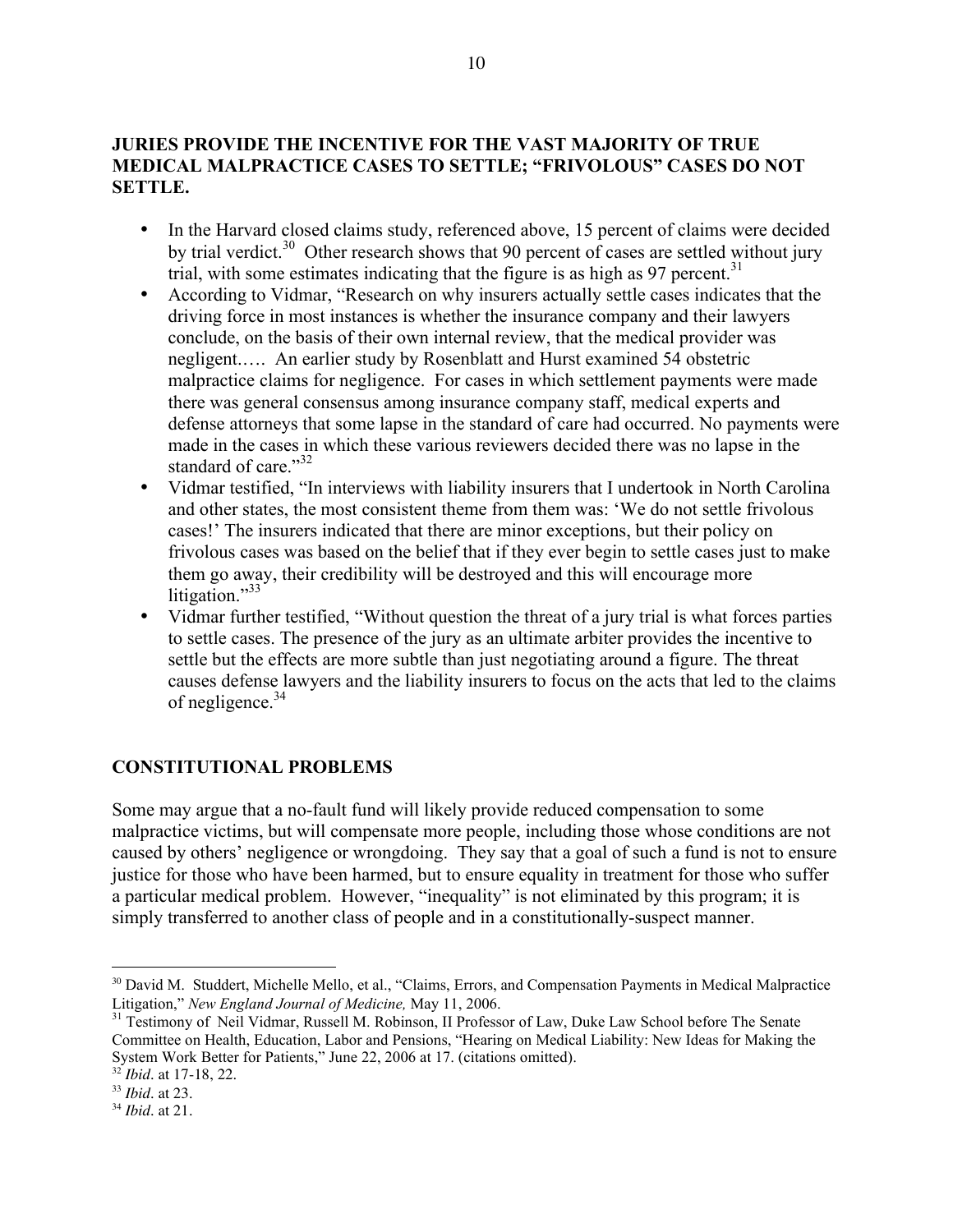**JURIES PROVIDE THE INCENTIVE FOR THE VAST MAJORITY OF TRUE MEDICAL MALPRACTICE CASES TO SETTLE; "FRIVOLOUS" CASES DO NOT SETTLE.**

- In the Harvard closed claims study, referenced above, 15 percent of claims were decided by trial verdict.[30] Other research shows that 90 percent of cases are settled without jury trial, with some estimates indicating that the figure is as high as 97 percent.[31]
- According to Vidmar, "Research on why insurers actually settle cases indicates that the driving force in most instances is whether the insurance company and their lawyers conclude, on the basis of their own internal review, that the medical provider was negligent….. An earlier study by Rosenblatt and Hurst examined 54 obstetric malpractice claims for negligence. For cases in which settlement payments were made there was general consensus among insurance company staff, medical experts and defense attorneys that some lapse in the standard of care had occurred. No payments were made in the cases in which these various reviewers decided there was no lapse in the standard of care."[32]
- Vidmar testified, "In interviews with liability insurers that I undertook in North Carolina and other states, the most consistent theme from them was: 'We do not settle frivolous cases!' The insurers indicated that there are minor exceptions, but their policy on frivolous cases was based on the belief that if they ever begin to settle cases just to make them go away, their credibility will be destroyed and this will encourage more litigation."[33]
- Vidmar further testified, "Without question the threat of a jury trial is what forces parties to settle cases. The presence of the jury as an ultimate arbiter provides the incentive to settle but the effects are more subtle than just negotiating around a figure. The threat causes defense lawyers and the liability insurers to focus on the acts that led to the claims of negligence.[34]

**CONSTITUTIONAL PROBLEMS**

Some may argue that a no-fault fund will likely provide reduced compensation to some malpractice victims, but will compensate more people, including those whose conditions are not caused by others' negligence or wrongdoing. They say that a goal of such a fund is not to ensure justice for those who have been harmed, but to ensure equality in treatment for those who suffer a particular medical problem. However, "inequality" is not eliminated by this program; it is simply transferred to another class of people and in a constitutionally-suspect manner.

---

[30] David M. Studdert, Michelle Mello, et al., "Claims, Errors, and Compensation Payments in Medical Malpractice Litigation," *New England Journal of Medicine,* May 11, 2006.

[31] Testimony of Neil Vidmar, Russell M. Robinson, II Professor of Law, Duke Law School before The Senate Committee on Health, Education, Labor and Pensions, "Hearing on Medical Liability: New Ideas for Making the System Work Better for Patients," June 22, 2006 at 17. (citations omitted).

[32] *Ibid*. at 17-18, 22.

[33] *Ibid*. at 23.

[34] *Ibid*. at 21.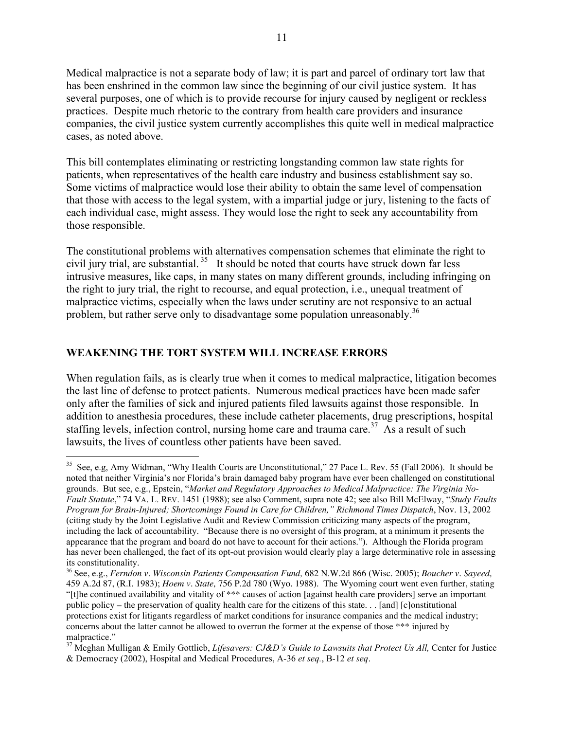Medical malpractice is not a separate body of law; it is part and parcel of ordinary tort law that has been enshrined in the common law since the beginning of our civil justice system. It has several purposes, one of which is to provide recourse for injury caused by negligent or reckless practices. Despite much rhetoric to the contrary from health care providers and insurance companies, the civil justice system currently accomplishes this quite well in medical malpractice cases, as noted above.

This bill contemplates eliminating or restricting longstanding common law state rights for patients, when representatives of the health care industry and business establishment say so. Some victims of malpractice would lose their ability to obtain the same level of compensation that those with access to the legal system, with a impartial judge or jury, listening to the facts of each individual case, might assess. They would lose the right to seek any accountability from those responsible.

The constitutional problems with alternatives compensation schemes that eliminate the right to civil jury trial, are substantial.[35] It should be noted that courts have struck down far less intrusive measures, like caps, in many states on many different grounds, including infringing on the right to jury trial, the right to recourse, and equal protection, i.e., unequal treatment of malpractice victims, especially when the laws under scrutiny are not responsive to an actual problem, but rather serve only to disadvantage some population unreasonably.[36]

## WEAKENING THE TORT SYSTEM WILL INCREASE ERRORS

When regulation fails, as is clearly true when it comes to medical malpractice, litigation becomes the last line of defense to protect patients. Numerous medical practices have been made safer only after the families of sick and injured patients filed lawsuits against those responsible. In addition to anesthesia procedures, these include catheter placements, drug prescriptions, hospital staffing levels, infection control, nursing home care and trauma care.[37] As a result of such lawsuits, the lives of countless other patients have been saved.

---

[35] See, e.g, Amy Widman, "Why Health Courts are Unconstitutional," 27 Pace L. Rev. 55 (Fall 2006). It should be noted that neither Virginia's nor Florida's brain damaged baby program have ever been challenged on constitutional grounds. But see, e.g., Epstein, "*Market and Regulatory Approaches to Medical Malpractice: The Virginia No-Fault Statute*," 74 VA. L. REV. 1451 (1988); see also Comment, supra note 42; see also Bill McElway, "*Study Faults Program for Brain-Injured; Shortcomings Found in Care for Children," Richmond Times Dispatch*, Nov. 13, 2002 (citing study by the Joint Legislative Audit and Review Commission criticizing many aspects of the program, including the lack of accountability. "Because there is no oversight of this program, at a minimum it presents the appearance that the program and board do not have to account for their actions."). Although the Florida program has never been challenged, the fact of its opt-out provision would clearly play a large determinative role in assessing its constitutionality.

[36] See, e.g., *Ferndon v. Wisconsin Patients Compensation Fund,* 682 N.W.2d 866 (Wisc. 2005); *Boucher v. Sayeed,* 459 A.2d 87, (R.I. 1983); *Hoem v. State,* 756 P.2d 780 (Wyo. 1988). The Wyoming court went even further, stating "[t]he continued availability and vitality of *** causes of action [against health care providers] serve an important public policy – the preservation of quality health care for the citizens of this state. . . [and] [c]onstitutional protections exist for litigants regardless of market conditions for insurance companies and the medical industry; concerns about the latter cannot be allowed to overrun the former at the expense of those *** injured by malpractice."

[37] Meghan Mulligan & Emily Gottlieb, *Lifesavers: CJ&D's Guide to Lawsuits that Protect Us All,* Center for Justice & Democracy (2002), Hospital and Medical Procedures, A-36 *et seq.*, B-12 *et seq*.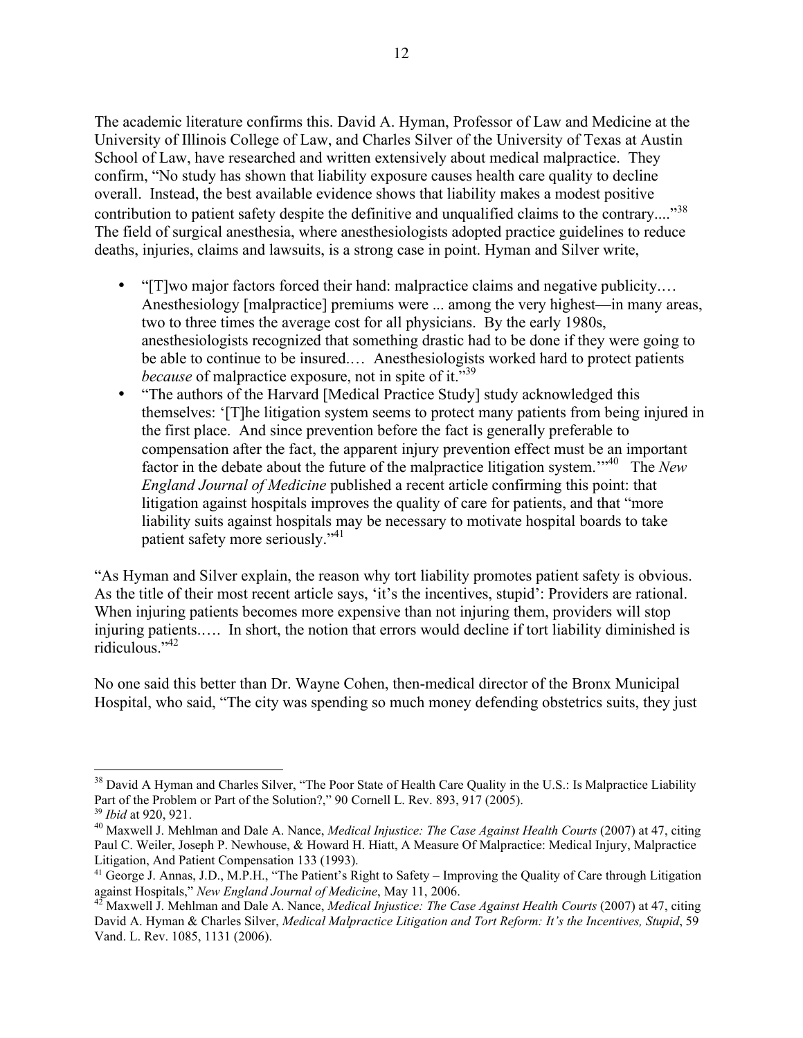The academic literature confirms this. David A. Hyman, Professor of Law and Medicine at the University of Illinois College of Law, and Charles Silver of the University of Texas at Austin School of Law, have researched and written extensively about medical malpractice. They confirm, "No study has shown that liability exposure causes health care quality to decline overall. Instead, the best available evidence shows that liability makes a modest positive contribution to patient safety despite the definitive and unqualified claims to the contrary...."[38] The field of surgical anesthesia, where anesthesiologists adopted practice guidelines to reduce deaths, injuries, claims and lawsuits, is a strong case in point. Hyman and Silver write,

- "[T]wo major factors forced their hand: malpractice claims and negative publicity.… Anesthesiology [malpractice] premiums were ... among the very highest—in many areas, two to three times the average cost for all physicians. By the early 1980s, anesthesiologists recognized that something drastic had to be done if they were going to be able to continue to be insured.… Anesthesiologists worked hard to protect patients *because* of malpractice exposure, not in spite of it."[39]
- "The authors of the Harvard [Medical Practice Study] study acknowledged this themselves: '[T]he litigation system seems to protect many patients from being injured in the first place. And since prevention before the fact is generally preferable to compensation after the fact, the apparent injury prevention effect must be an important factor in the debate about the future of the malpractice litigation system.'"[40] The *New England Journal of Medicine* published a recent article confirming this point: that litigation against hospitals improves the quality of care for patients, and that "more liability suits against hospitals may be necessary to motivate hospital boards to take patient safety more seriously."[41]

"As Hyman and Silver explain, the reason why tort liability promotes patient safety is obvious. As the title of their most recent article says, 'it's the incentives, stupid': Providers are rational. When injuring patients becomes more expensive than not injuring them, providers will stop injuring patients.…. In short, the notion that errors would decline if tort liability diminished is ridiculous."[42]

No one said this better than Dr. Wayne Cohen, then-medical director of the Bronx Municipal Hospital, who said, "The city was spending so much money defending obstetrics suits, they just

---

[38] David A Hyman and Charles Silver, "The Poor State of Health Care Quality in the U.S.: Is Malpractice Liability Part of the Problem or Part of the Solution?," 90 Cornell L. Rev. 893, 917 (2005).

[39] *Ibid* at 920, 921.

[40] Maxwell J. Mehlman and Dale A. Nance, *Medical Injustice: The Case Against Health Courts* (2007) at 47, citing Paul C. Weiler, Joseph P. Newhouse, & Howard H. Hiatt, A Measure Of Malpractice: Medical Injury, Malpractice Litigation, And Patient Compensation 133 (1993).

[41] George J. Annas, J.D., M.P.H., "The Patient's Right to Safety – Improving the Quality of Care through Litigation against Hospitals," *New England Journal of Medicine*, May 11, 2006.

[42] Maxwell J. Mehlman and Dale A. Nance, *Medical Injustice: The Case Against Health Courts* (2007) at 47, citing David A. Hyman & Charles Silver, *Medical Malpractice Litigation and Tort Reform: It's the Incentives, Stupid*, 59 Vand. L. Rev. 1085, 1131 (2006).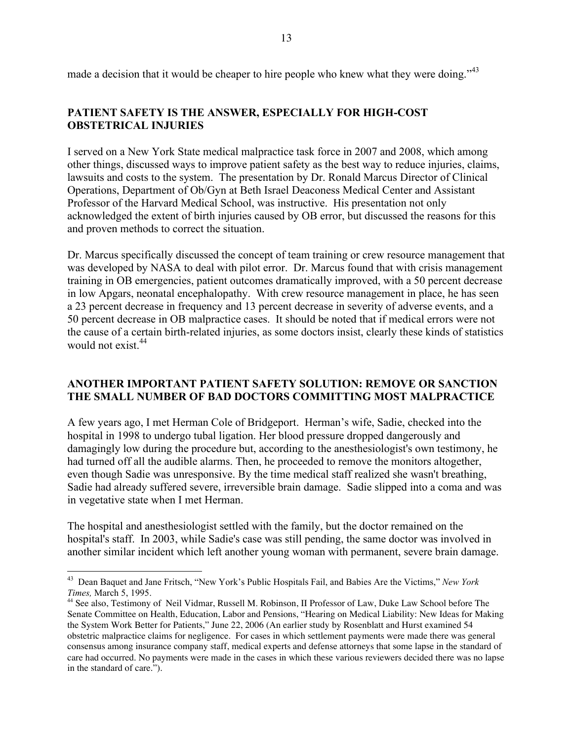made a decision that it would be cheaper to hire people who knew what they were doing."[43]

## PATIENT SAFETY IS THE ANSWER, ESPECIALLY FOR HIGH-COST OBSTETRICAL INJURIES

I served on a New York State medical malpractice task force in 2007 and 2008, which among other things, discussed ways to improve patient safety as the best way to reduce injuries, claims, lawsuits and costs to the system. The presentation by Dr. Ronald Marcus Director of Clinical Operations, Department of Ob/Gyn at Beth Israel Deaconess Medical Center and Assistant Professor of the Harvard Medical School, was instructive. His presentation not only acknowledged the extent of birth injuries caused by OB error, but discussed the reasons for this and proven methods to correct the situation.

Dr. Marcus specifically discussed the concept of team training or crew resource management that was developed by NASA to deal with pilot error. Dr. Marcus found that with crisis management training in OB emergencies, patient outcomes dramatically improved, with a 50 percent decrease in low Apgars, neonatal encephalopathy. With crew resource management in place, he has seen a 23 percent decrease in frequency and 13 percent decrease in severity of adverse events, and a 50 percent decrease in OB malpractice cases. It should be noted that if medical errors were not the cause of a certain birth-related injuries, as some doctors insist, clearly these kinds of statistics would not exist.[44]

## ANOTHER IMPORTANT PATIENT SAFETY SOLUTION: REMOVE OR SANCTION THE SMALL NUMBER OF BAD DOCTORS COMMITTING MOST MALPRACTICE

A few years ago, I met Herman Cole of Bridgeport. Herman's wife, Sadie, checked into the hospital in 1998 to undergo tubal ligation. Her blood pressure dropped dangerously and damagingly low during the procedure but, according to the anesthesiologist's own testimony, he had turned off all the audible alarms. Then, he proceeded to remove the monitors altogether, even though Sadie was unresponsive. By the time medical staff realized she wasn't breathing, Sadie had already suffered severe, irreversible brain damage. Sadie slipped into a coma and was in vegetative state when I met Herman.

The hospital and anesthesiologist settled with the family, but the doctor remained on the hospital's staff. In 2003, while Sadie's case was still pending, the same doctor was involved in another similar incident which left another young woman with permanent, severe brain damage.

---

[43] Dean Baquet and Jane Fritsch, "New York's Public Hospitals Fail, and Babies Are the Victims," *New York Times,* March 5, 1995.

[44] See also, Testimony of Neil Vidmar, Russell M. Robinson, II Professor of Law, Duke Law School before The Senate Committee on Health, Education, Labor and Pensions, "Hearing on Medical Liability: New Ideas for Making the System Work Better for Patients," June 22, 2006 (An earlier study by Rosenblatt and Hurst examined 54 obstetric malpractice claims for negligence. For cases in which settlement payments were made there was general consensus among insurance company staff, medical experts and defense attorneys that some lapse in the standard of care had occurred. No payments were made in the cases in which these various reviewers decided there was no lapse in the standard of care.").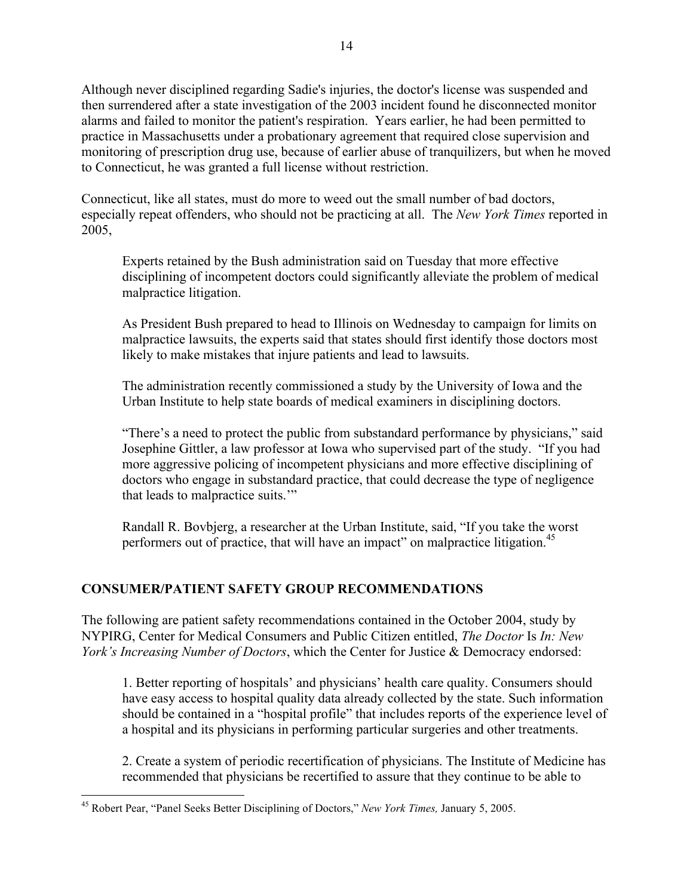Although never disciplined regarding Sadie's injuries, the doctor's license was suspended and then surrendered after a state investigation of the 2003 incident found he disconnected monitor alarms and failed to monitor the patient's respiration. Years earlier, he had been permitted to practice in Massachusetts under a probationary agreement that required close supervision and monitoring of prescription drug use, because of earlier abuse of tranquilizers, but when he moved to Connecticut, he was granted a full license without restriction.

Connecticut, like all states, must do more to weed out the small number of bad doctors, especially repeat offenders, who should not be practicing at all. The *New York Times* reported in 2005,

> Experts retained by the Bush administration said on Tuesday that more effective disciplining of incompetent doctors could significantly alleviate the problem of medical malpractice litigation.
>
> As President Bush prepared to head to Illinois on Wednesday to campaign for limits on malpractice lawsuits, the experts said that states should first identify those doctors most likely to make mistakes that injure patients and lead to lawsuits.
>
> The administration recently commissioned a study by the University of Iowa and the Urban Institute to help state boards of medical examiners in disciplining doctors.
>
> "There's a need to protect the public from substandard performance by physicians," said Josephine Gittler, a law professor at Iowa who supervised part of the study. "If you had more aggressive policing of incompetent physicians and more effective disciplining of doctors who engage in substandard practice, that could decrease the type of negligence that leads to malpractice suits.'"
>
> Randall R. Bovbjerg, a researcher at the Urban Institute, said, "If you take the worst performers out of practice, that will have an impact" on malpractice litigation.[45]

## CONSUMER/PATIENT SAFETY GROUP RECOMMENDATIONS

The following are patient safety recommendations contained in the October 2004, study by NYPIRG, Center for Medical Consumers and Public Citizen entitled, *The Doctor* Is *In: New York's Increasing Number of Doctors*, which the Center for Justice & Democracy endorsed:

> 1. Better reporting of hospitals' and physicians' health care quality. Consumers should have easy access to hospital quality data already collected by the state. Such information should be contained in a "hospital profile" that includes reports of the experience level of a hospital and its physicians in performing particular surgeries and other treatments.
>
> 2. Create a system of periodic recertification of physicians. The Institute of Medicine has recommended that physicians be recertified to assure that they continue to be able to

[45] Robert Pear, "Panel Seeks Better Disciplining of Doctors," *New York Times,* January 5, 2005.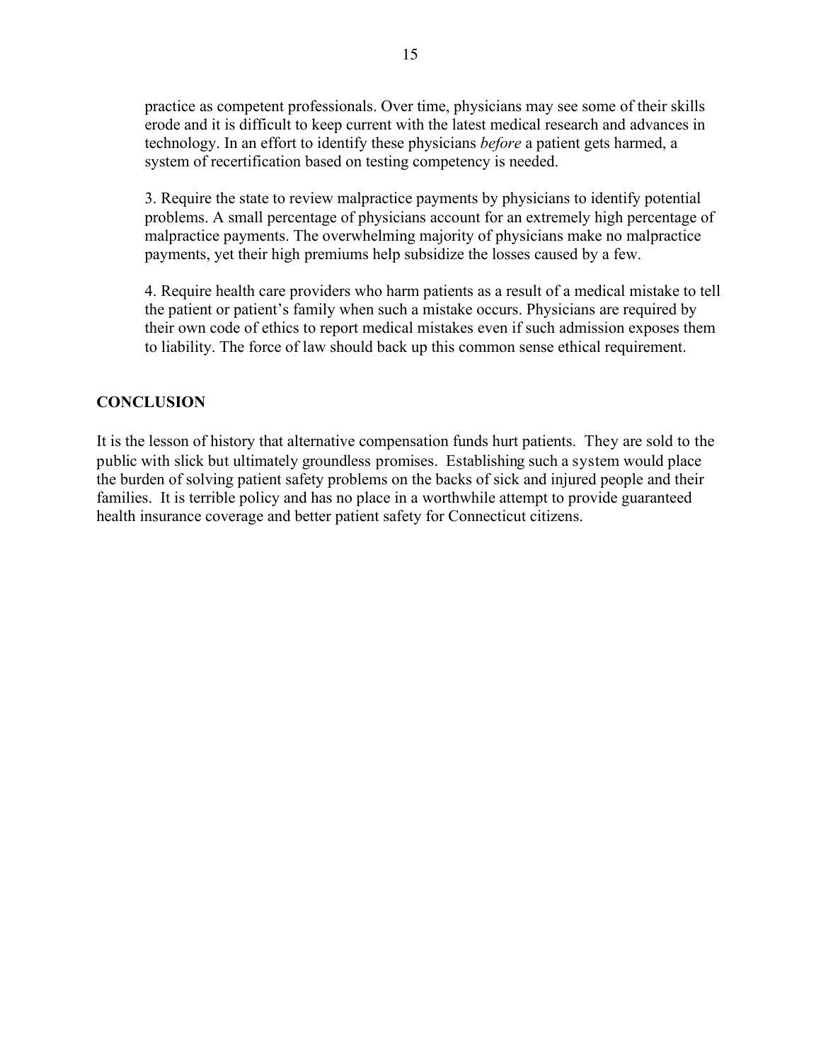practice as competent professionals. Over time, physicians may see some of their skills erode and it is difficult to keep current with the latest medical research and advances in technology. In an effort to identify these physicians *before* a patient gets harmed, a system of recertification based on testing competency is needed.

3. Require the state to review malpractice payments by physicians to identify potential problems. A small percentage of physicians account for an extremely high percentage of malpractice payments. The overwhelming majority of physicians make no malpractice payments, yet their high premiums help subsidize the losses caused by a few.

4. Require health care providers who harm patients as a result of a medical mistake to tell the patient or patient's family when such a mistake occurs. Physicians are required by their own code of ethics to report medical mistakes even if such admission exposes them to liability. The force of law should back up this common sense ethical requirement.

## CONCLUSION

It is the lesson of history that alternative compensation funds hurt patients. They are sold to the public with slick but ultimately groundless promises. Establishing such a system would place the burden of solving patient safety problems on the backs of sick and injured people and their families. It is terrible policy and has no place in a worthwhile attempt to provide guaranteed health insurance coverage and better patient safety for Connecticut citizens.